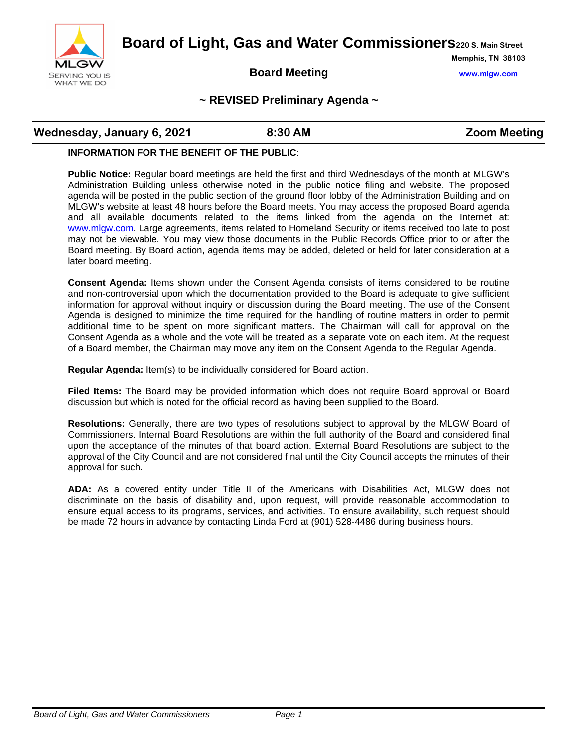# Board of Light, Gas and Water Commissioners

220 S. Main Street
Memphis, TN 38103
www.mlgw.com

## Board Meeting

## ~ REVISED Preliminary Agenda ~

**Wednesday, January 6, 2021** | **8:30 AM** | **Zoom Meeting**

**INFORMATION FOR THE BENEFIT OF THE PUBLIC**:

**Public Notice:** Regular board meetings are held the first and third Wednesdays of the month at MLGW's Administration Building unless otherwise noted in the public notice filing and website. The proposed agenda will be posted in the public section of the ground floor lobby of the Administration Building and on MLGW's website at least 48 hours before the Board meets. You may access the proposed Board agenda and all available documents related to the items linked from the agenda on the Internet at: www.mlgw.com. Large agreements, items related to Homeland Security or items received too late to post may not be viewable. You may view those documents in the Public Records Office prior to or after the Board meeting. By Board action, agenda items may be added, deleted or held for later consideration at a later board meeting.

**Consent Agenda:** Items shown under the Consent Agenda consists of items considered to be routine and non-controversial upon which the documentation provided to the Board is adequate to give sufficient information for approval without inquiry or discussion during the Board meeting. The use of the Consent Agenda is designed to minimize the time required for the handling of routine matters in order to permit additional time to be spent on more significant matters. The Chairman will call for approval on the Consent Agenda as a whole and the vote will be treated as a separate vote on each item. At the request of a Board member, the Chairman may move any item on the Consent Agenda to the Regular Agenda.

**Regular Agenda:** Item(s) to be individually considered for Board action.

**Filed Items:** The Board may be provided information which does not require Board approval or Board discussion but which is noted for the official record as having been supplied to the Board.

**Resolutions:** Generally, there are two types of resolutions subject to approval by the MLGW Board of Commissioners. Internal Board Resolutions are within the full authority of the Board and considered final upon the acceptance of the minutes of that board action. External Board Resolutions are subject to the approval of the City Council and are not considered final until the City Council accepts the minutes of their approval for such.

**ADA:** As a covered entity under Title II of the Americans with Disabilities Act, MLGW does not discriminate on the basis of disability and, upon request, will provide reasonable accommodation to ensure equal access to its programs, services, and activities. To ensure availability, such request should be made 72 hours in advance by contacting Linda Ford at (901) 528-4486 during business hours.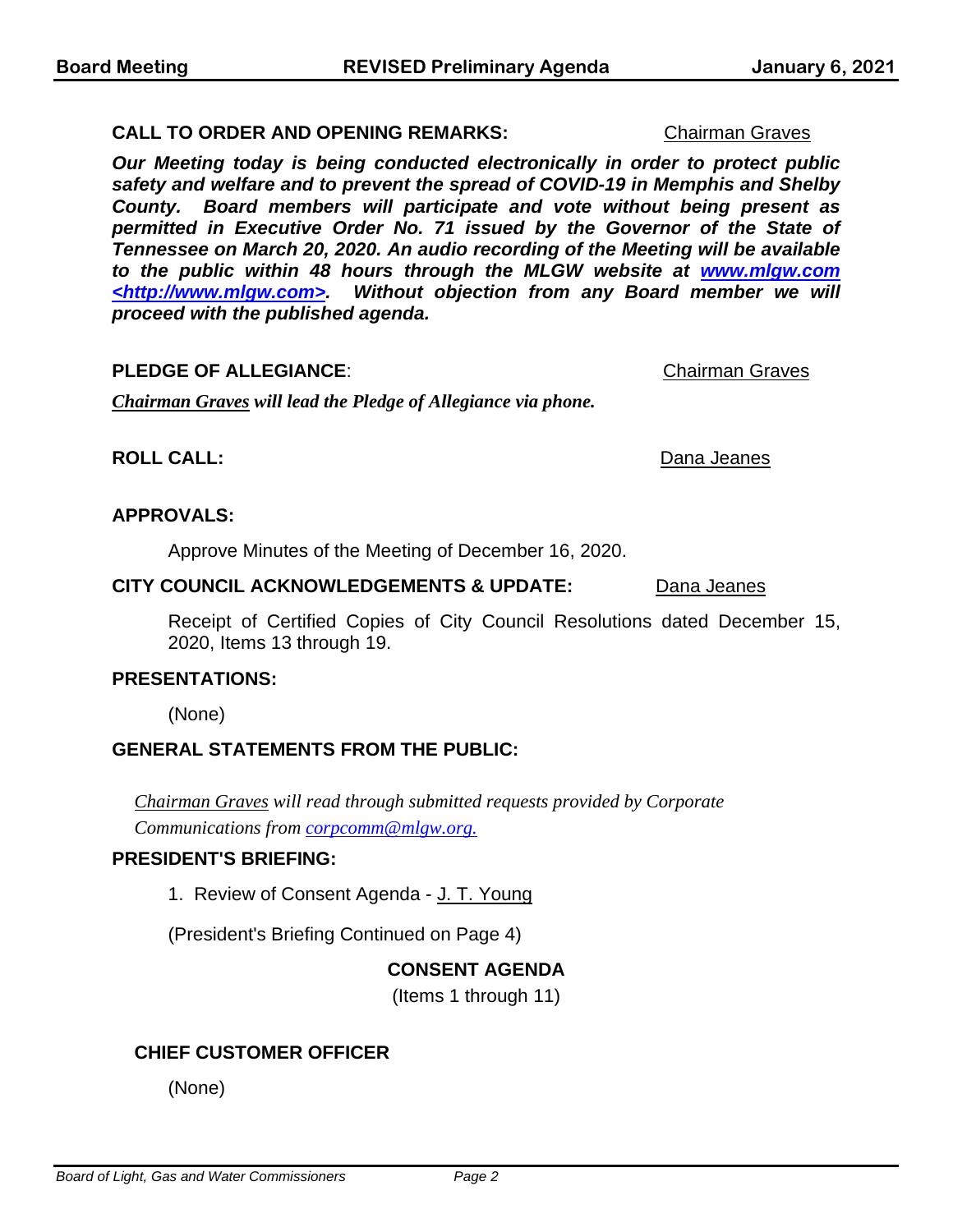**CALL TO ORDER AND OPENING REMARKS:** Chairman Graves

***Our Meeting today is being conducted electronically in order to protect public safety and welfare and to prevent the spread of COVID-19 in Memphis and Shelby County. Board members will participate and vote without being present as permitted in Executive Order No. 71 issued by the Governor of the State of Tennessee on March 20, 2020. An audio recording of the Meeting will be available to the public within 48 hours through the MLGW website at www.mlgw.com <http://www.mlgw.com>. Without objection from any Board member we will proceed with the published agenda.***

**PLEDGE OF ALLEGIANCE**: Chairman Graves

***Chairman Graves will lead the Pledge of Allegiance via phone.***

**ROLL CALL:** Dana Jeanes

**APPROVALS:**

Approve Minutes of the Meeting of December 16, 2020.

**CITY COUNCIL ACKNOWLEDGEMENTS & UPDATE:** Dana Jeanes

Receipt of Certified Copies of City Council Resolutions dated December 15, 2020, Items 13 through 19.

**PRESENTATIONS:**

(None)

**GENERAL STATEMENTS FROM THE PUBLIC:**

*Chairman Graves will read through submitted requests provided by Corporate Communications from corpcomm@mlgw.org.*

**PRESIDENT'S BRIEFING:**

1. Review of Consent Agenda - J. T. Young

(President's Briefing Continued on Page 4)

**CONSENT AGENDA**

(Items 1 through 11)

**CHIEF CUSTOMER OFFICER**

(None)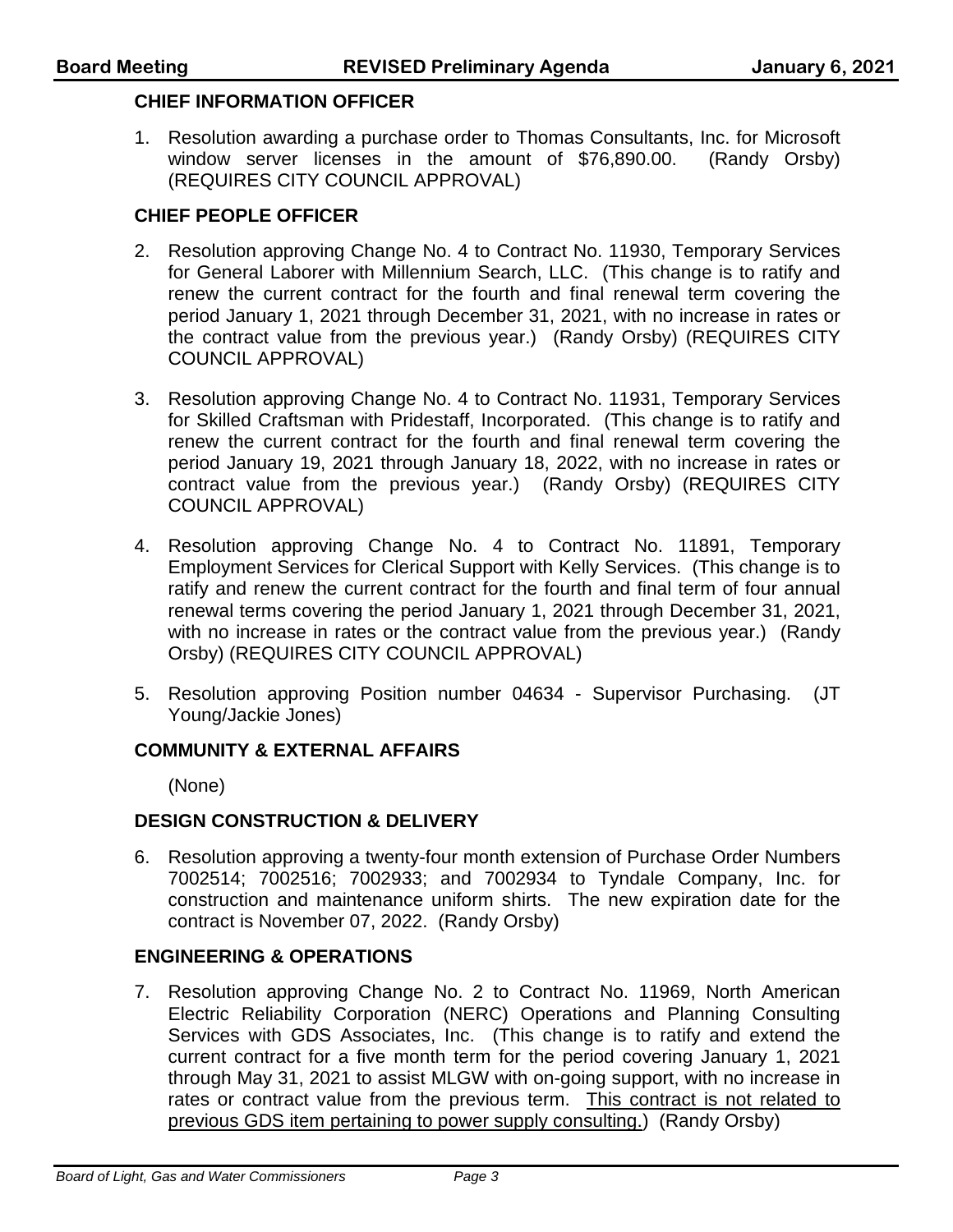## CHIEF INFORMATION OFFICER

1. Resolution awarding a purchase order to Thomas Consultants, Inc. for Microsoft window server licenses in the amount of $76,890.00. (Randy Orsby) (REQUIRES CITY COUNCIL APPROVAL)

## CHIEF PEOPLE OFFICER

2. Resolution approving Change No. 4 to Contract No. 11930, Temporary Services for General Laborer with Millennium Search, LLC. (This change is to ratify and renew the current contract for the fourth and final renewal term covering the period January 1, 2021 through December 31, 2021, with no increase in rates or the contract value from the previous year.) (Randy Orsby) (REQUIRES CITY COUNCIL APPROVAL)

3. Resolution approving Change No. 4 to Contract No. 11931, Temporary Services for Skilled Craftsman with Pridestaff, Incorporated. (This change is to ratify and renew the current contract for the fourth and final renewal term covering the period January 19, 2021 through January 18, 2022, with no increase in rates or contract value from the previous year.) (Randy Orsby) (REQUIRES CITY COUNCIL APPROVAL)

4. Resolution approving Change No. 4 to Contract No. 11891, Temporary Employment Services for Clerical Support with Kelly Services. (This change is to ratify and renew the current contract for the fourth and final term of four annual renewal terms covering the period January 1, 2021 through December 31, 2021, with no increase in rates or the contract value from the previous year.) (Randy Orsby) (REQUIRES CITY COUNCIL APPROVAL)

5. Resolution approving Position number 04634 - Supervisor Purchasing. (JT Young/Jackie Jones)

## COMMUNITY & EXTERNAL AFFAIRS

(None)

## DESIGN CONSTRUCTION & DELIVERY

6. Resolution approving a twenty-four month extension of Purchase Order Numbers 7002514; 7002516; 7002933; and 7002934 to Tyndale Company, Inc. for construction and maintenance uniform shirts. The new expiration date for the contract is November 07, 2022. (Randy Orsby)

## ENGINEERING & OPERATIONS

7. Resolution approving Change No. 2 to Contract No. 11969, North American Electric Reliability Corporation (NERC) Operations and Planning Consulting Services with GDS Associates, Inc. (This change is to ratify and extend the current contract for a five month term for the period covering January 1, 2021 through May 31, 2021 to assist MLGW with on-going support, with no increase in rates or contract value from the previous term. This contract is not related to previous GDS item pertaining to power supply consulting.) (Randy Orsby)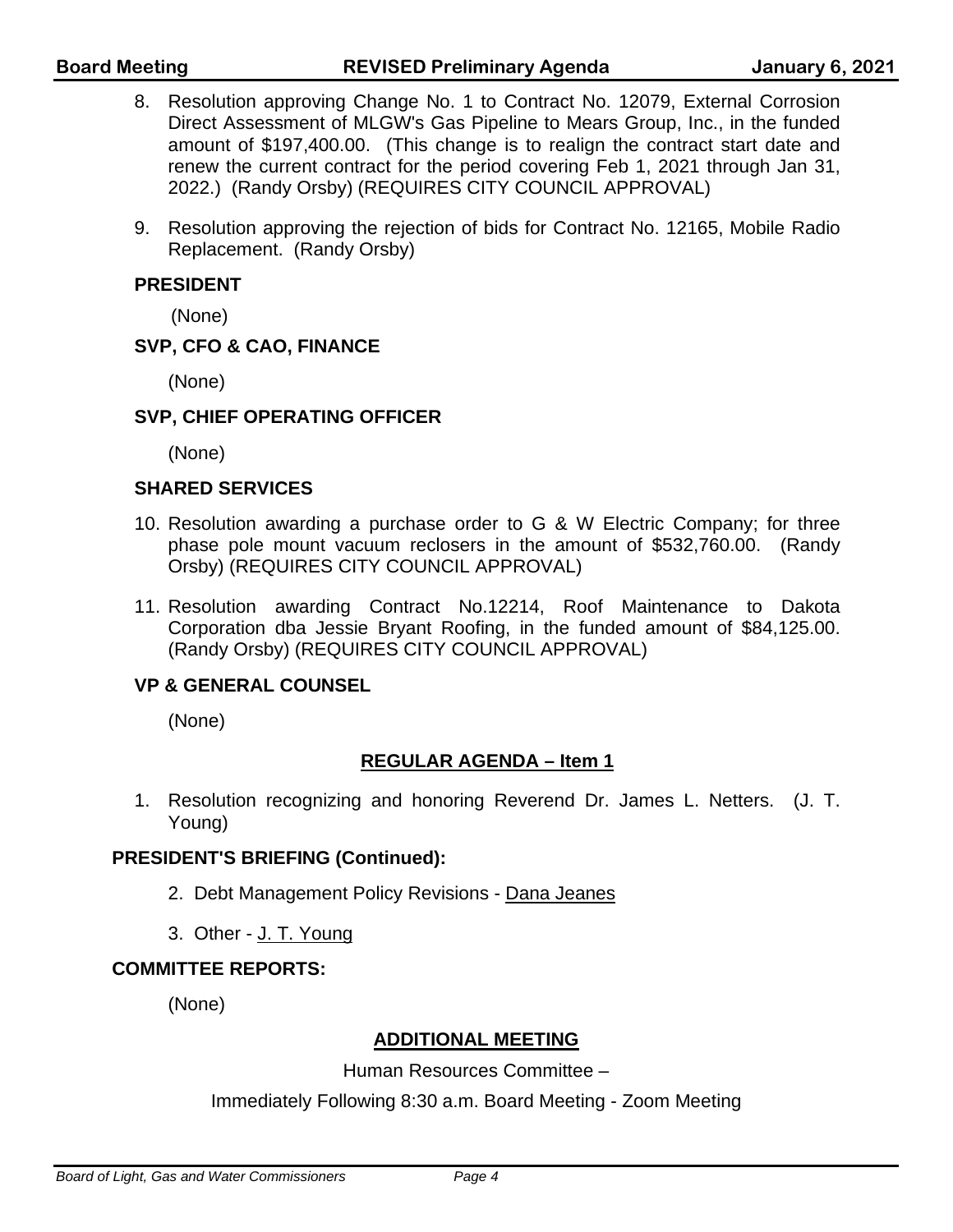8. Resolution approving Change No. 1 to Contract No. 12079, External Corrosion Direct Assessment of MLGW's Gas Pipeline to Mears Group, Inc., in the funded amount of $197,400.00. (This change is to realign the contract start date and renew the current contract for the period covering Feb 1, 2021 through Jan 31, 2022.) (Randy Orsby) (REQUIRES CITY COUNCIL APPROVAL)

9. Resolution approving the rejection of bids for Contract No. 12165, Mobile Radio Replacement. (Randy Orsby)

**PRESIDENT**

(None)

**SVP, CFO & CAO, FINANCE**

(None)

**SVP, CHIEF OPERATING OFFICER**

(None)

**SHARED SERVICES**

10. Resolution awarding a purchase order to G & W Electric Company; for three phase pole mount vacuum reclosers in the amount of $532,760.00. (Randy Orsby) (REQUIRES CITY COUNCIL APPROVAL)

11. Resolution awarding Contract No.12214, Roof Maintenance to Dakota Corporation dba Jessie Bryant Roofing, in the funded amount of $84,125.00. (Randy Orsby) (REQUIRES CITY COUNCIL APPROVAL)

**VP & GENERAL COUNSEL**

(None)

**REGULAR AGENDA – Item 1**

1. Resolution recognizing and honoring Reverend Dr. James L. Netters. (J. T. Young)

**PRESIDENT'S BRIEFING (Continued):**

2. Debt Management Policy Revisions - Dana Jeanes

3. Other - J. T. Young

**COMMITTEE REPORTS:**

(None)

**ADDITIONAL MEETING**

Human Resources Committee –

Immediately Following 8:30 a.m. Board Meeting - Zoom Meeting